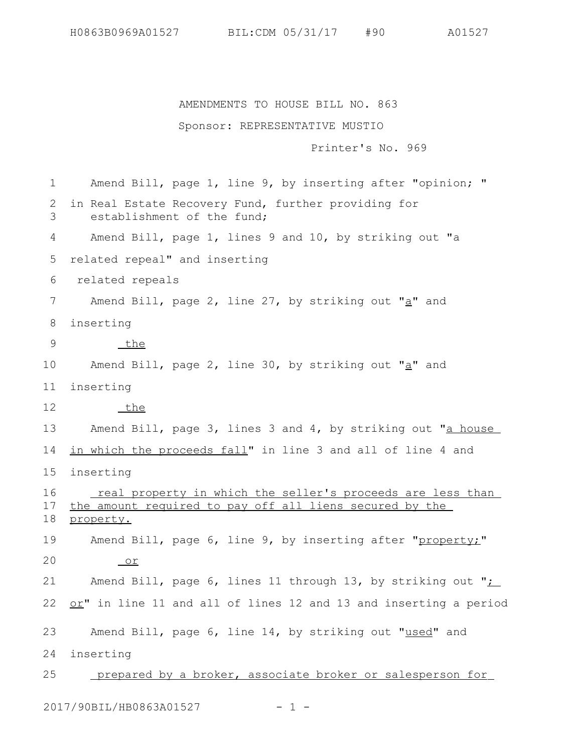AMENDMENTS TO HOUSE BILL NO. 863

Sponsor: REPRESENTATIVE MUSTIO

Printer's No. 969

Amend Bill, page 1, line 9, by inserting after "opinion; "

in Real Estate Recovery Fund, further providing for establishment of the fund;

Amend Bill, page 1, lines 9 and 10, by striking out "a related repeal" and inserting

related repeals

Amend Bill, page 2, line 27, by striking out "<u>a</u>" and inserting

<u>the</u>

Amend Bill, page 2, line 30, by striking out "<u>a</u>" and inserting

<u>the</u>

Amend Bill, page 3, lines 3 and 4, by striking out "<u>a house in which the proceeds fall</u>" in line 3 and all of line 4 and inserting

<u>real property in which the seller's proceeds are less than the amount required to pay off all liens secured by the property.</u>

Amend Bill, page 6, line 9, by inserting after "<u>property;</u>"

<u>or</u>

Amend Bill, page 6, lines 11 through 13, by striking out "<u>; or</u>" in line 11 and all of lines 12 and 13 and inserting a period

Amend Bill, page 6, line 14, by striking out "<u>used</u>" and inserting

<u>prepared by a broker, associate broker or salesperson for</u>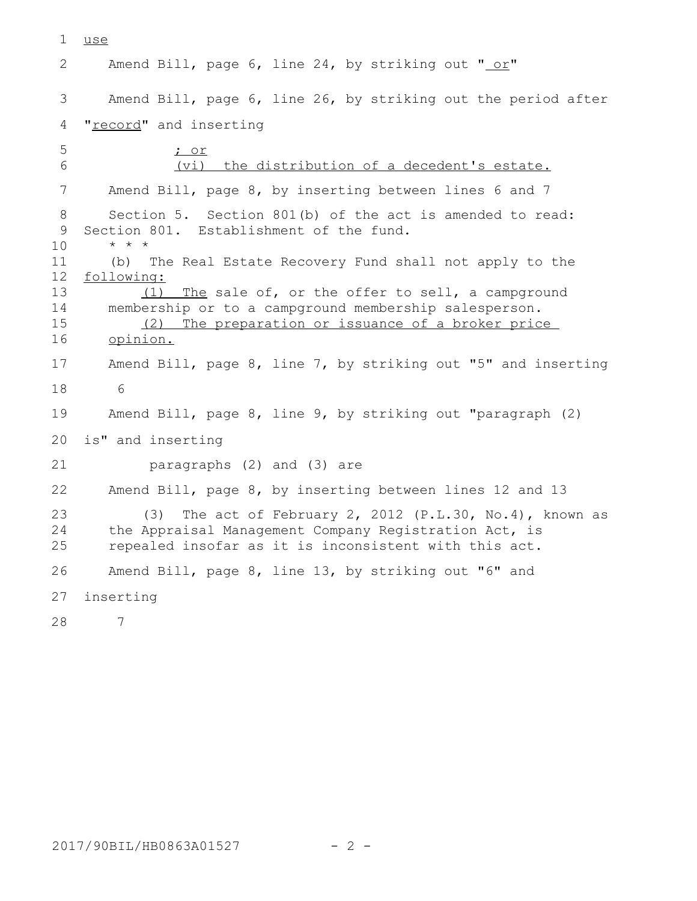use

Amend Bill, page 6, line 24, by striking out " or"

Amend Bill, page 6, line 26, by striking out the period after "record" and inserting

; or
(vi) the distribution of a decedent's estate.

Amend Bill, page 8, by inserting between lines 6 and 7

Section 5. Section 801(b) of the act is amended to read:
Section 801. Establishment of the fund.
* * *
(b) The Real Estate Recovery Fund shall not apply to the following:
(1) The sale of, or the offer to sell, a campground membership or to a campground membership salesperson.
(2) The preparation or issuance of a broker price opinion.

Amend Bill, page 8, line 7, by striking out "5" and inserting

6

Amend Bill, page 8, line 9, by striking out "paragraph (2) is" and inserting

paragraphs (2) and (3) are

Amend Bill, page 8, by inserting between lines 12 and 13

(3) The act of February 2, 2012 (P.L.30, No.4), known as the Appraisal Management Company Registration Act, is repealed insofar as it is inconsistent with this act.

Amend Bill, page 8, line 13, by striking out "6" and inserting

7

2017/90BIL/HB0863A01527